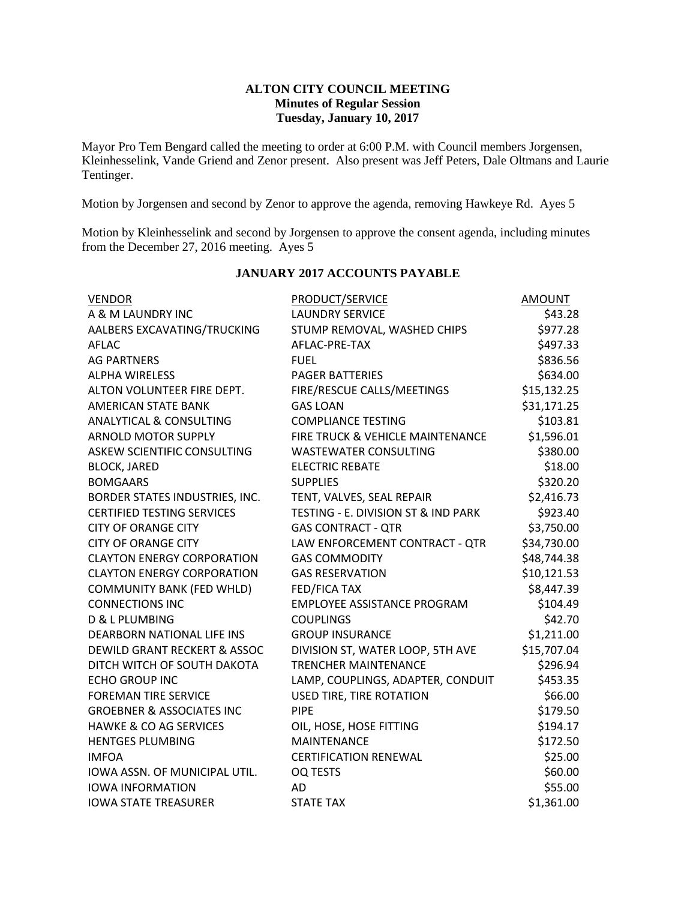**ALTON CITY COUNCIL MEETING**
**Minutes of Regular Session**
**Tuesday, January 10, 2017**

Mayor Pro Tem Bengard called the meeting to order at 6:00 P.M. with Council members Jorgensen, Kleinhesselink, Vande Griend and Zenor present. Also present was Jeff Peters, Dale Oltmans and Laurie Tentinger.

Motion by Jorgensen and second by Zenor to approve the agenda, removing Hawkeye Rd. Ayes 5

Motion by Kleinhesselink and second by Jorgensen to approve the consent agenda, including minutes from the December 27, 2016 meeting. Ayes 5

**JANUARY 2017 ACCOUNTS PAYABLE**

| VENDOR | PRODUCT/SERVICE | AMOUNT |
|---|---|---|
| A & M LAUNDRY INC | LAUNDRY SERVICE | $43.28 |
| AALBERS EXCAVATING/TRUCKING | STUMP REMOVAL, WASHED CHIPS | $977.28 |
| AFLAC | AFLAC-PRE-TAX | $497.33 |
| AG PARTNERS | FUEL | $836.56 |
| ALPHA WIRELESS | PAGER BATTERIES | $634.00 |
| ALTON VOLUNTEER FIRE DEPT. | FIRE/RESCUE CALLS/MEETINGS | $15,132.25 |
| AMERICAN STATE BANK | GAS LOAN | $31,171.25 |
| ANALYTICAL & CONSULTING | COMPLIANCE TESTING | $103.81 |
| ARNOLD MOTOR SUPPLY | FIRE TRUCK & VEHICLE MAINTENANCE | $1,596.01 |
| ASKEW SCIENTIFIC CONSULTING | WASTEWATER CONSULTING | $380.00 |
| BLOCK, JARED | ELECTRIC REBATE | $18.00 |
| BOMGAARS | SUPPLIES | $320.20 |
| BORDER STATES INDUSTRIES, INC. | TENT, VALVES, SEAL REPAIR | $2,416.73 |
| CERTIFIED TESTING SERVICES | TESTING - E. DIVISION ST & IND PARK | $923.40 |
| CITY OF ORANGE CITY | GAS CONTRACT - QTR | $3,750.00 |
| CITY OF ORANGE CITY | LAW ENFORCEMENT CONTRACT - QTR | $34,730.00 |
| CLAYTON ENERGY CORPORATION | GAS COMMODITY | $48,744.38 |
| CLAYTON ENERGY CORPORATION | GAS RESERVATION | $10,121.53 |
| COMMUNITY BANK (FED WHLD) | FED/FICA TAX | $8,447.39 |
| CONNECTIONS INC | EMPLOYEE ASSISTANCE PROGRAM | $104.49 |
| D & L PLUMBING | COUPLINGS | $42.70 |
| DEARBORN NATIONAL LIFE INS | GROUP INSURANCE | $1,211.00 |
| DEWILD GRANT RECKERT & ASSOC | DIVISION ST, WATER LOOP, 5TH AVE | $15,707.04 |
| DITCH WITCH OF SOUTH DAKOTA | TRENCHER MAINTENANCE | $296.94 |
| ECHO GROUP INC | LAMP, COUPLINGS, ADAPTER, CONDUIT | $453.35 |
| FOREMAN TIRE SERVICE | USED TIRE, TIRE ROTATION | $66.00 |
| GROEBNER & ASSOCIATES INC | PIPE | $179.50 |
| HAWKE & CO AG SERVICES | OIL, HOSE, HOSE FITTING | $194.17 |
| HENTGES PLUMBING | MAINTENANCE | $172.50 |
| IMFOA | CERTIFICATION RENEWAL | $25.00 |
| IOWA ASSN. OF MUNICIPAL UTIL. | OQ TESTS | $60.00 |
| IOWA INFORMATION | AD | $55.00 |
| IOWA STATE TREASURER | STATE TAX | $1,361.00 |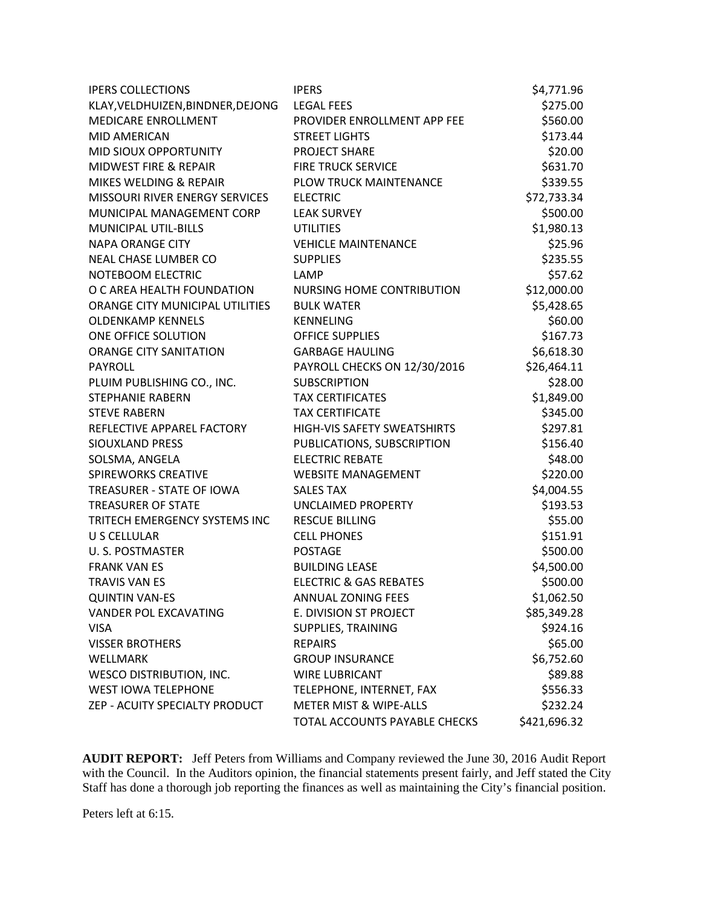| | | |
|---|---|---|
| IPERS COLLECTIONS | IPERS | $4,771.96 |
| KLAY,VELDHUIZEN,BINDNER,DEJONG | LEGAL FEES | $275.00 |
| MEDICARE ENROLLMENT | PROVIDER ENROLLMENT APP FEE | $560.00 |
| MID AMERICAN | STREET LIGHTS | $173.44 |
| MID SIOUX OPPORTUNITY | PROJECT SHARE | $20.00 |
| MIDWEST FIRE & REPAIR | FIRE TRUCK SERVICE | $631.70 |
| MIKES WELDING & REPAIR | PLOW TRUCK MAINTENANCE | $339.55 |
| MISSOURI RIVER ENERGY SERVICES | ELECTRIC | $72,733.34 |
| MUNICIPAL MANAGEMENT CORP | LEAK SURVEY | $500.00 |
| MUNICIPAL UTIL-BILLS | UTILITIES | $1,980.13 |
| NAPA ORANGE CITY | VEHICLE MAINTENANCE | $25.96 |
| NEAL CHASE LUMBER CO | SUPPLIES | $235.55 |
| NOTEBOOM ELECTRIC | LAMP | $57.62 |
| O C AREA HEALTH FOUNDATION | NURSING HOME CONTRIBUTION | $12,000.00 |
| ORANGE CITY MUNICIPAL UTILITIES | BULK WATER | $5,428.65 |
| OLDENKAMP KENNELS | KENNELING | $60.00 |
| ONE OFFICE SOLUTION | OFFICE SUPPLIES | $167.73 |
| ORANGE CITY SANITATION | GARBAGE HAULING | $6,618.30 |
| PAYROLL | PAYROLL CHECKS ON 12/30/2016 | $26,464.11 |
| PLUIM PUBLISHING CO., INC. | SUBSCRIPTION | $28.00 |
| STEPHANIE RABERN | TAX CERTIFICATES | $1,849.00 |
| STEVE RABERN | TAX CERTIFICATE | $345.00 |
| REFLECTIVE APPAREL FACTORY | HIGH-VIS SAFETY SWEATSHIRTS | $297.81 |
| SIOUXLAND PRESS | PUBLICATIONS, SUBSCRIPTION | $156.40 |
| SOLSMA, ANGELA | ELECTRIC REBATE | $48.00 |
| SPIREWORKS CREATIVE | WEBSITE MANAGEMENT | $220.00 |
| TREASURER - STATE OF IOWA | SALES TAX | $4,004.55 |
| TREASURER OF STATE | UNCLAIMED PROPERTY | $193.53 |
| TRITECH EMERGENCY SYSTEMS INC | RESCUE BILLING | $55.00 |
| U S CELLULAR | CELL PHONES | $151.91 |
| U. S. POSTMASTER | POSTAGE | $500.00 |
| FRANK VAN ES | BUILDING LEASE | $4,500.00 |
| TRAVIS VAN ES | ELECTRIC & GAS REBATES | $500.00 |
| QUINTIN VAN-ES | ANNUAL ZONING FEES | $1,062.50 |
| VANDER POL EXCAVATING | E. DIVISION ST PROJECT | $85,349.28 |
| VISA | SUPPLIES, TRAINING | $924.16 |
| VISSER BROTHERS | REPAIRS | $65.00 |
| WELLMARK | GROUP INSURANCE | $6,752.60 |
| WESCO DISTRIBUTION, INC. | WIRE LUBRICANT | $89.88 |
| WEST IOWA TELEPHONE | TELEPHONE, INTERNET, FAX | $556.33 |
| ZEP - ACUITY SPECIALTY PRODUCT | METER MIST & WIPE-ALLS | $232.24 |
| | TOTAL ACCOUNTS PAYABLE CHECKS | $421,696.32 |

**AUDIT REPORT:** Jeff Peters from Williams and Company reviewed the June 30, 2016 Audit Report with the Council. In the Auditors opinion, the financial statements present fairly, and Jeff stated the City Staff has done a thorough job reporting the finances as well as maintaining the City's financial position.

Peters left at 6:15.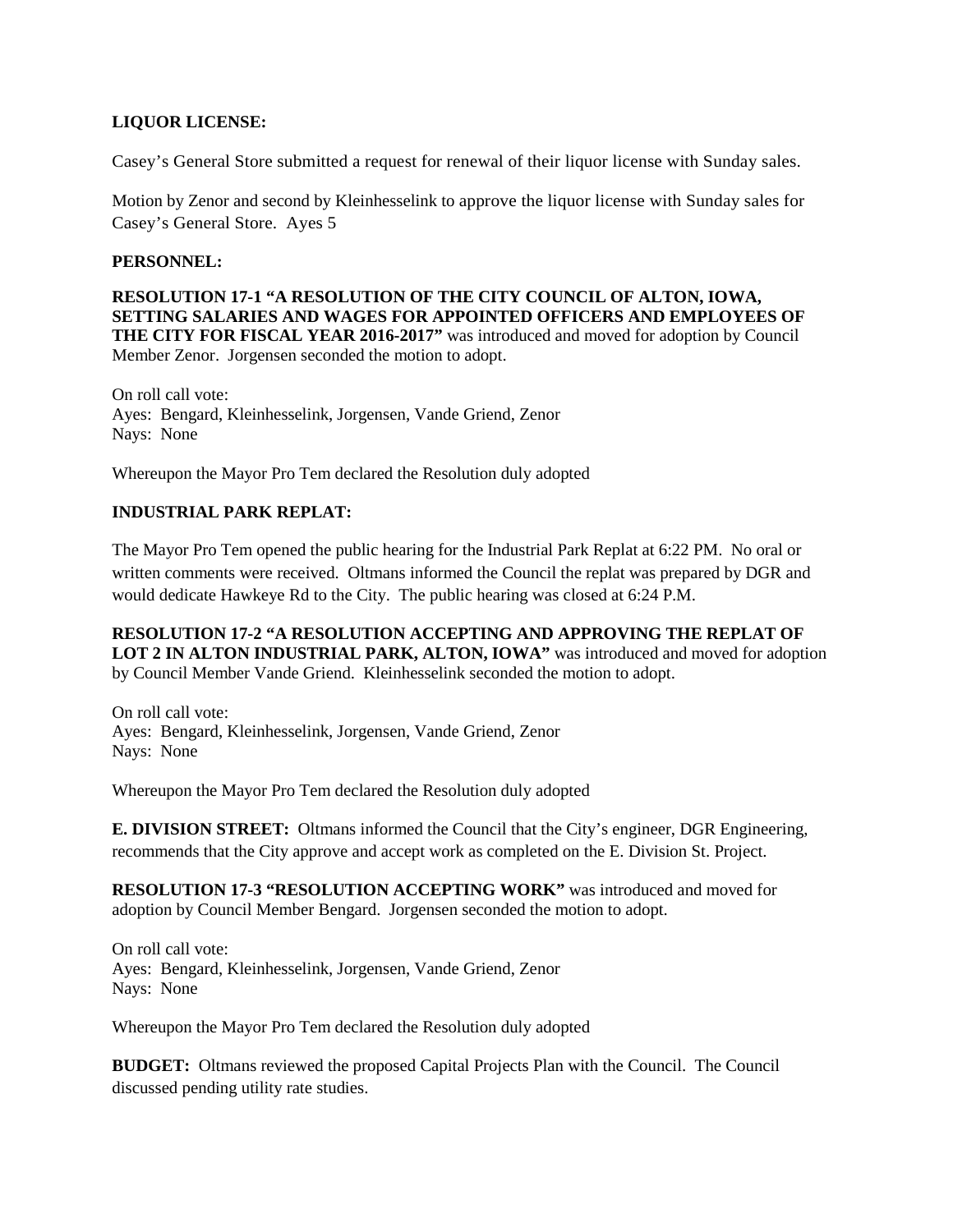**LIQUOR LICENSE:**

Casey's General Store submitted a request for renewal of their liquor license with Sunday sales.

Motion by Zenor and second by Kleinhesselink to approve the liquor license with Sunday sales for Casey's General Store. Ayes 5

**PERSONNEL:**

**RESOLUTION 17-1 "A RESOLUTION OF THE CITY COUNCIL OF ALTON, IOWA, SETTING SALARIES AND WAGES FOR APPOINTED OFFICERS AND EMPLOYEES OF THE CITY FOR FISCAL YEAR 2016-2017"** was introduced and moved for adoption by Council Member Zenor. Jorgensen seconded the motion to adopt.

On roll call vote:
Ayes: Bengard, Kleinhesselink, Jorgensen, Vande Griend, Zenor
Nays: None

Whereupon the Mayor Pro Tem declared the Resolution duly adopted

**INDUSTRIAL PARK REPLAT:**

The Mayor Pro Tem opened the public hearing for the Industrial Park Replat at 6:22 PM. No oral or written comments were received. Oltmans informed the Council the replat was prepared by DGR and would dedicate Hawkeye Rd to the City. The public hearing was closed at 6:24 P.M.

**RESOLUTION 17-2 "A RESOLUTION ACCEPTING AND APPROVING THE REPLAT OF LOT 2 IN ALTON INDUSTRIAL PARK, ALTON, IOWA"** was introduced and moved for adoption by Council Member Vande Griend. Kleinhesselink seconded the motion to adopt.

On roll call vote:
Ayes: Bengard, Kleinhesselink, Jorgensen, Vande Griend, Zenor
Nays: None

Whereupon the Mayor Pro Tem declared the Resolution duly adopted

**E. DIVISION STREET:** Oltmans informed the Council that the City's engineer, DGR Engineering, recommends that the City approve and accept work as completed on the E. Division St. Project.

**RESOLUTION 17-3 "RESOLUTION ACCEPTING WORK"** was introduced and moved for adoption by Council Member Bengard. Jorgensen seconded the motion to adopt.

On roll call vote:
Ayes: Bengard, Kleinhesselink, Jorgensen, Vande Griend, Zenor
Nays: None

Whereupon the Mayor Pro Tem declared the Resolution duly adopted

**BUDGET:** Oltmans reviewed the proposed Capital Projects Plan with the Council. The Council discussed pending utility rate studies.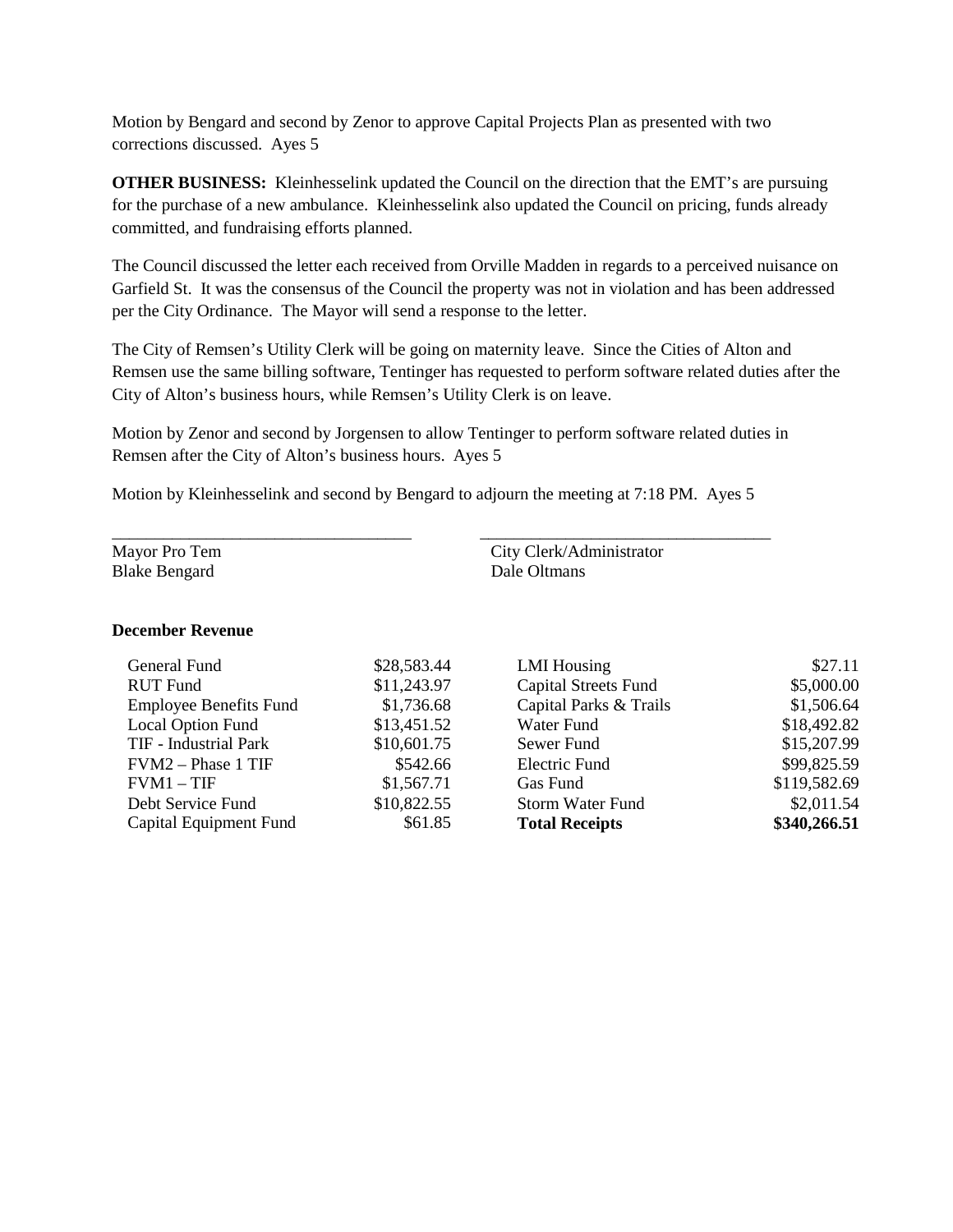Motion by Bengard and second by Zenor to approve Capital Projects Plan as presented with two corrections discussed. Ayes 5

**OTHER BUSINESS:** Kleinhesselink updated the Council on the direction that the EMT's are pursuing for the purchase of a new ambulance. Kleinhesselink also updated the Council on pricing, funds already committed, and fundraising efforts planned.

The Council discussed the letter each received from Orville Madden in regards to a perceived nuisance on Garfield St. It was the consensus of the Council the property was not in violation and has been addressed per the City Ordinance. The Mayor will send a response to the letter.

The City of Remsen's Utility Clerk will be going on maternity leave. Since the Cities of Alton and Remsen use the same billing software, Tentinger has requested to perform software related duties after the City of Alton's business hours, while Remsen's Utility Clerk is on leave.

Motion by Zenor and second by Jorgensen to allow Tentinger to perform software related duties in Remsen after the City of Alton's business hours. Ayes 5

Motion by Kleinhesselink and second by Bengard to adjourn the meeting at 7:18 PM. Ayes 5

\_\_\_\_\_\_\_\_\_\_\_\_\_\_\_\_\_\_\_\_\_\_\_\_\_\_\_\_\_\_\_\_\_\_\_\_
Mayor Pro Tem
Blake Bengard

\_\_\_\_\_\_\_\_\_\_\_\_\_\_\_\_\_\_\_\_\_\_\_\_\_\_\_\_\_\_\_\_\_\_\_\_
City Clerk/Administrator
Dale Oltmans

**December Revenue**

| | | | |
|---|---|---|---|
| General Fund | $28,583.44 | LMI Housing | $27.11 |
| RUT Fund | $11,243.97 | Capital Streets Fund | $5,000.00 |
| Employee Benefits Fund | $1,736.68 | Capital Parks & Trails | $1,506.64 |
| Local Option Fund | $13,451.52 | Water Fund | $18,492.82 |
| TIF - Industrial Park | $10,601.75 | Sewer Fund | $15,207.99 |
| FVM2 – Phase 1 TIF | $542.66 | Electric Fund | $99,825.59 |
| FVM1 – TIF | $1,567.71 | Gas Fund | $119,582.69 |
| Debt Service Fund | $10,822.55 | Storm Water Fund | $2,011.54 |
| Capital Equipment Fund | $61.85 | **Total Receipts** | **$340,266.51** |